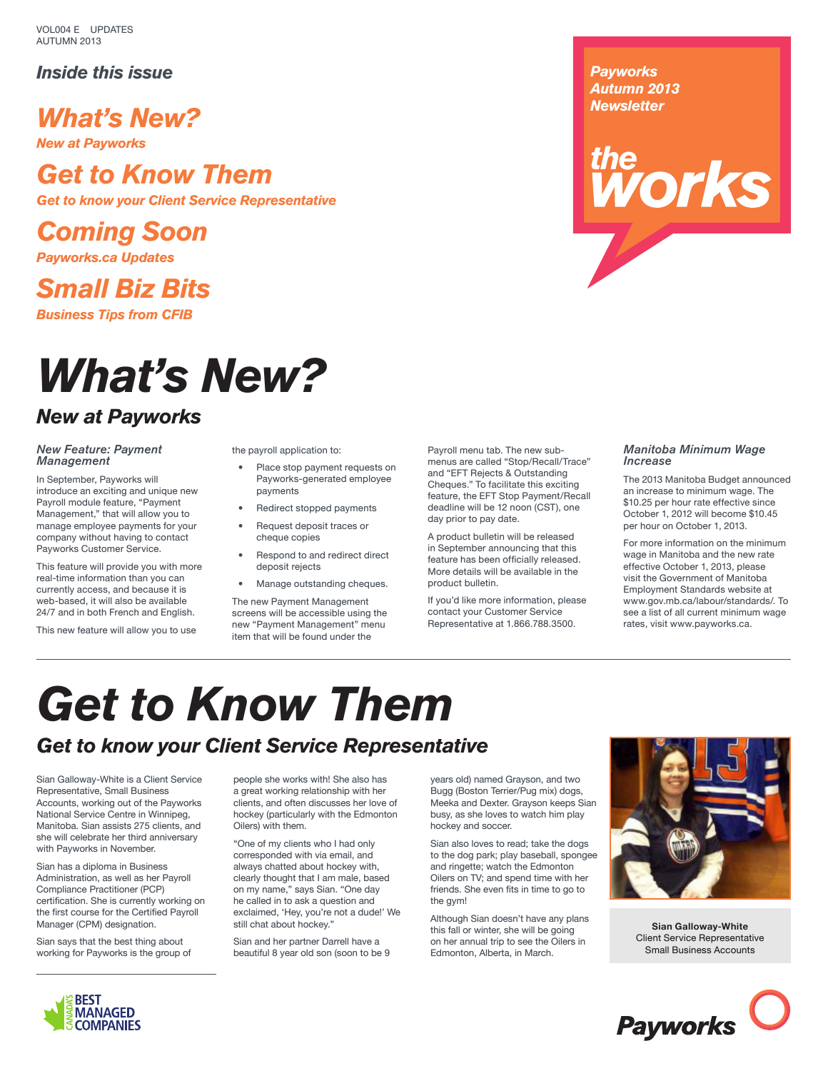VOL004 E UPDATES
AUTUMN 2013

*Inside this issue*

**What's New?**
*New at Payworks*

**Get to Know Them**
*Get to know your Client Service Representative*

**Coming Soon**
*Payworks.ca Updates*

**Small Biz Bits**
*Business Tips from CFIB*

*Payworks Autumn 2013 Newsletter*

**the works**

# What's New?

## New at Payworks

### New Feature: Payment Management

In September, Payworks will introduce an exciting and unique new Payroll module feature, "Payment Management," that will allow you to manage employee payments for your company without having to contact Payworks Customer Service.

This feature will provide you with more real-time information than you can currently access, and because it is web-based, it will also be available 24/7 and in both French and English.

This new feature will allow you to use the payroll application to:

- Place stop payment requests on Payworks-generated employee payments
- Redirect stopped payments
- Request deposit traces or cheque copies
- Respond to and redirect direct deposit rejects
- Manage outstanding cheques.

The new Payment Management screens will be accessible using the new "Payment Management" menu item that will be found under the Payroll menu tab. The new sub-menus are called "Stop/Recall/Trace" and "EFT Rejects & Outstanding Cheques." To facilitate this exciting feature, the EFT Stop Payment/Recall deadline will be 12 noon (CST), one day prior to pay date.

A product bulletin will be released in September announcing that this feature has been officially released. More details will be available in the product bulletin.

If you'd like more information, please contact your Customer Service Representative at 1.866.788.3500.

### Manitoba Minimum Wage Increase

The 2013 Manitoba Budget announced an increase to minimum wage. The $10.25 per hour rate effective since October 1, 2012 will become $10.45 per hour on October 1, 2013.

For more information on the minimum wage in Manitoba and the new rate effective October 1, 2013, please visit the Government of Manitoba Employment Standards website at www.gov.mb.ca/labour/standards/. To see a list of all current minimum wage rates, visit www.payworks.ca.

# Get to Know Them

## Get to know your Client Service Representative

Sian Galloway-White is a Client Service Representative, Small Business Accounts, working out of the Payworks National Service Centre in Winnipeg, Manitoba. Sian assists 275 clients, and she will celebrate her third anniversary with Payworks in November.

Sian has a diploma in Business Administration, as well as her Payroll Compliance Practitioner (PCP) certification. She is currently working on the first course for the Certified Payroll Manager (CPM) designation.

Sian says that the best thing about working for Payworks is the group of people she works with! She also has a great working relationship with her clients, and often discusses her love of hockey (particularly with the Edmonton Oilers) with them.

"One of my clients who I had only corresponded with via email, and always chatted about hockey with, clearly thought that I am male, based on my name," says Sian. "One day he called in to ask a question and exclaimed, 'Hey, you're not a dude!' We still chat about hockey."

Sian and her partner Darrell have a beautiful 8 year old son (soon to be 9 years old) named Grayson, and two Bugg (Boston Terrier/Pug mix) dogs, Meeka and Dexter. Grayson keeps Sian busy, as she loves to watch him play hockey and soccer.

Sian also loves to read; take the dogs to the dog park; play baseball, spongee and ringette; watch the Edmonton Oilers on TV; and spend time with her friends. She even fits in time to go to the gym!

Although Sian doesn't have any plans this fall or winter, she will be going on her annual trip to see the Oilers in Edmonton, Alberta, in March.

**Sian Galloway-White**
Client Service Representative
Small Business Accounts

CANADA'S BEST MANAGED COMPANIES

Payworks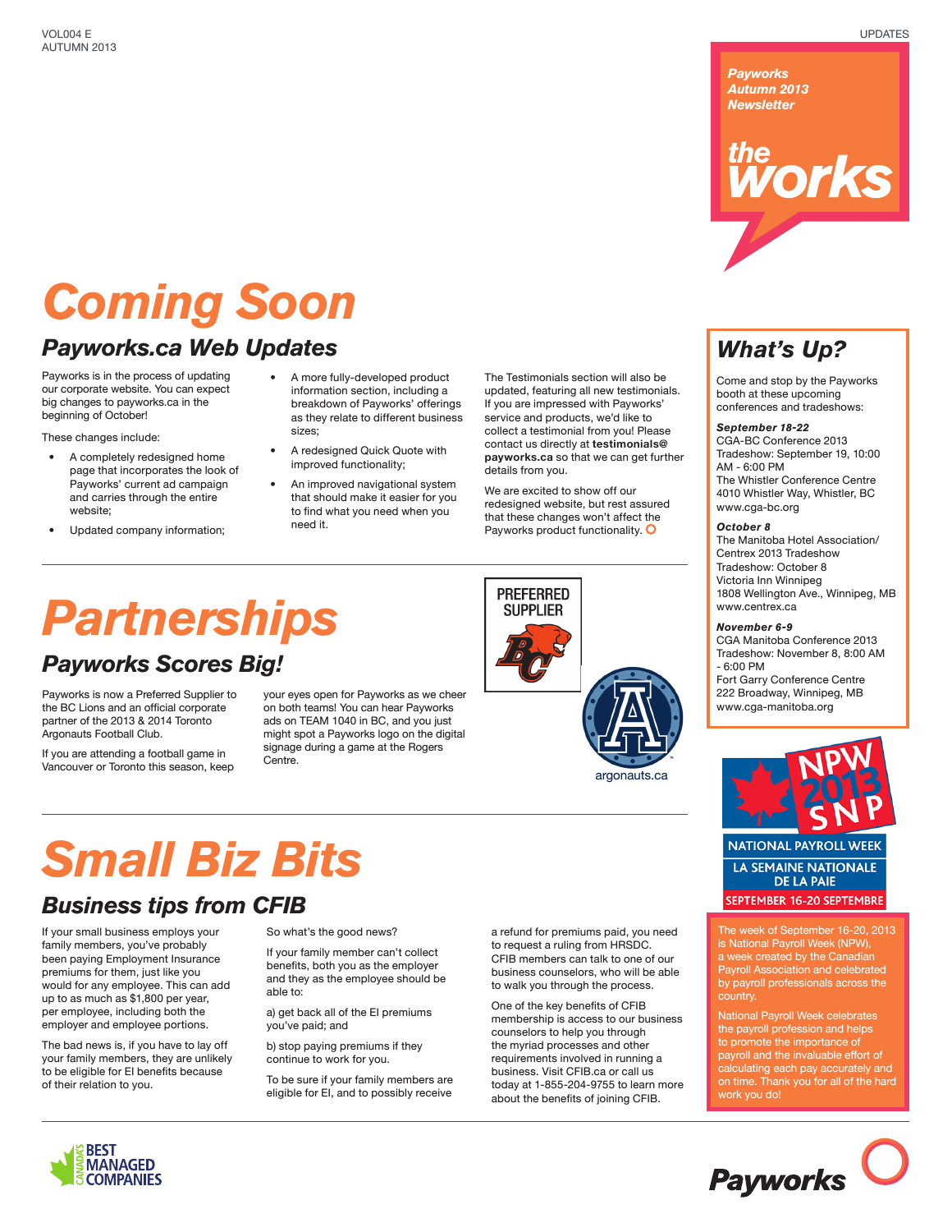VOL004 E
AUTUMN 2013

UPDATES

*Payworks Autumn 2013 Newsletter*

**the works**

# Coming Soon

## Payworks.ca Web Updates

Payworks is in the process of updating our corporate website. You can expect big changes to payworks.ca in the beginning of October!

These changes include:

- A completely redesigned home page that incorporates the look of Payworks' current ad campaign and carries through the entire website;
- Updated company information;
- A more fully-developed product information section, including a breakdown of Payworks' offerings as they relate to different business sizes;
- A redesigned Quick Quote with improved functionality;
- An improved navigational system that should make it easier for you to find what you need when you need it.

The Testimonials section will also be updated, featuring all new testimonials. If you are impressed with Payworks' service and products, we'd like to collect a testimonial from you! Please contact us directly at **testimonials@payworks.ca** so that we can get further details from you.

We are excited to show off our redesigned website, but rest assured that these changes won't affect the Payworks product functionality.

# Partnerships

## Payworks Scores Big!

Payworks is now a Preferred Supplier to the BC Lions and an official corporate partner of the 2013 & 2014 Toronto Argonauts Football Club.

If you are attending a football game in Vancouver or Toronto this season, keep your eyes open for Payworks as we cheer on both teams! You can hear Payworks ads on TEAM 1040 in BC, and you just might spot a Payworks logo on the digital signage during a game at the Rogers Centre.

PREFERRED SUPPLIER

argonauts.ca

# Small Biz Bits

## Business tips from CFIB

If your small business employs your family members, you've probably been paying Employment Insurance premiums for them, just like you would for any employee. This can add up to as much as $1,800 per year, per employee, including both the employer and employee portions.

The bad news is, if you have to lay off your family members, they are unlikely to be eligible for EI benefits because of their relation to you.

So what's the good news?

If your family member can't collect benefits, both you as the employer and they as the employee should be able to:

a) get back all of the EI premiums you've paid; and

b) stop paying premiums if they continue to work for you.

To be sure if your family members are eligible for EI, and to possibly receive a refund for premiums paid, you need to request a ruling from HRSDC. CFIB members can talk to one of our business counselors, who will be able to walk you through the process.

One of the key benefits of CFIB membership is access to our business counselors to help you through the myriad processes and other requirements involved in running a business. Visit CFIB.ca or call us today at 1-855-204-9755 to learn more about the benefits of joining CFIB.

## What's Up?

Come and stop by the Payworks booth at these upcoming conferences and tradeshows:

***September 18-22***
CGA-BC Conference 2013
Tradeshow: September 19, 10:00 AM - 6:00 PM
The Whistler Conference Centre
4010 Whistler Way, Whistler, BC
www.cga-bc.org

***October 8***
The Manitoba Hotel Association/Centrex 2013 Tradeshow
Tradeshow: October 8
Victoria Inn Winnipeg
1808 Wellington Ave., Winnipeg, MB
www.centrex.ca

***November 6-9***
CGA Manitoba Conference 2013
Tradeshow: November 8, 8:00 AM - 6:00 PM
Fort Garry Conference Centre
222 Broadway, Winnipeg, MB
www.cga-manitoba.org

NPW 2013 SNP
NATIONAL PAYROLL WEEK
LA SEMAINE NATIONALE DE LA PAIE
SEPTEMBER 16-20 SEPTEMBRE

The week of September 16-20, 2013 is National Payroll Week (NPW), a week created by the Canadian Payroll Association and celebrated by payroll professionals across the country.

National Payroll Week celebrates the payroll profession and helps to promote the importance of payroll and the invaluable effort of calculating each pay accurately and on time. Thank you for all of the hard work you do!

CANADA'S BEST MANAGED COMPANIES

Payworks